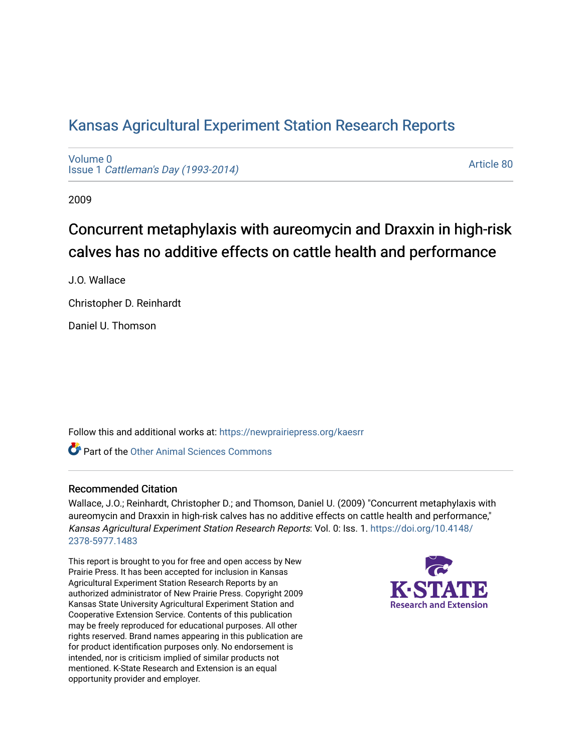# Kansas Agricultural Experiment Station Research Reports

Volume 0
Issue 1 *Cattleman's Day (1993-2014)*

Article 80

2009

## Concurrent metaphylaxis with aureomycin and Draxxin in high-risk calves has no additive effects on cattle health and performance

J.O. Wallace

Christopher D. Reinhardt

Daniel U. Thomson

Follow this and additional works at: https://newprairiepress.org/kaesrr

Part of the Other Animal Sciences Commons

### Recommended Citation

Wallace, J.O.; Reinhardt, Christopher D.; and Thomson, Daniel U. (2009) "Concurrent metaphylaxis with aureomycin and Draxxin in high-risk calves has no additive effects on cattle health and performance," *Kansas Agricultural Experiment Station Research Reports*: Vol. 0: Iss. 1. https://doi.org/10.4148/2378-5977.1483

This report is brought to you for free and open access by New Prairie Press. It has been accepted for inclusion in Kansas Agricultural Experiment Station Research Reports by an authorized administrator of New Prairie Press. Copyright 2009 Kansas State University Agricultural Experiment Station and Cooperative Extension Service. Contents of this publication may be freely reproduced for educational purposes. All other rights reserved. Brand names appearing in this publication are for product identification purposes only. No endorsement is intended, nor is criticism implied of similar products not mentioned. K-State Research and Extension is an equal opportunity provider and employer.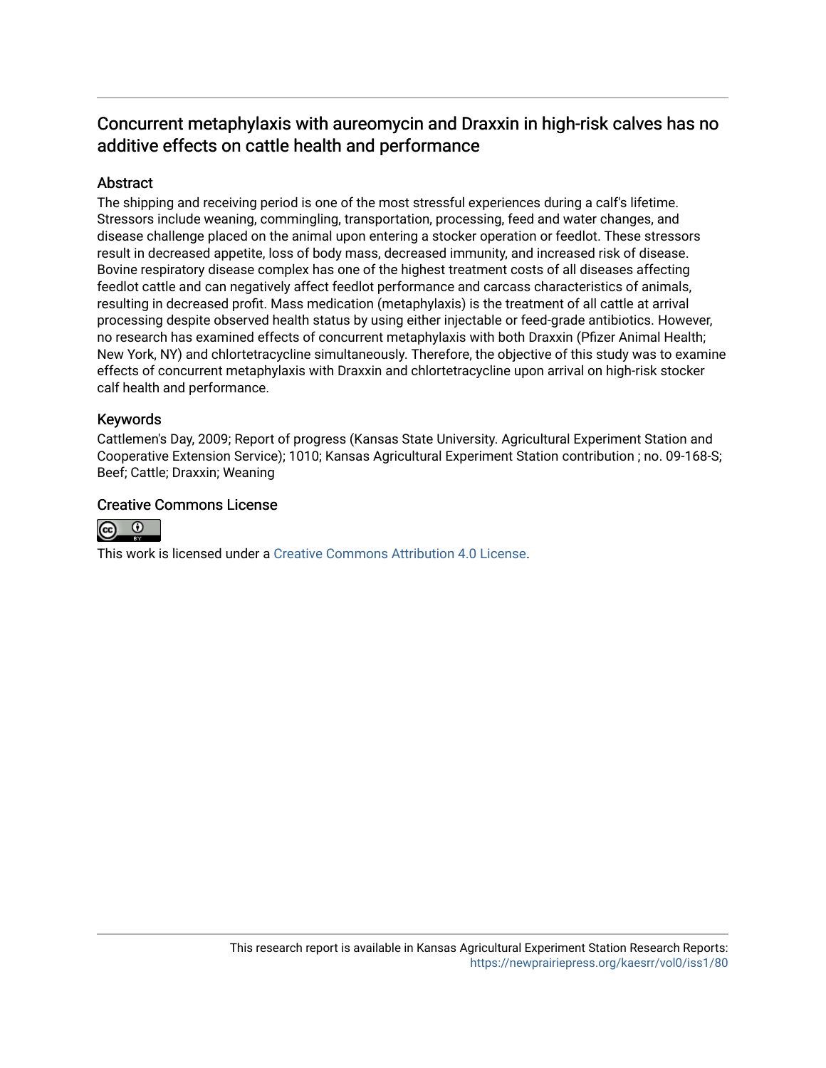# Concurrent metaphylaxis with aureomycin and Draxxin in high-risk calves has no additive effects on cattle health and performance

## Abstract

The shipping and receiving period is one of the most stressful experiences during a calf's lifetime. Stressors include weaning, commingling, transportation, processing, feed and water changes, and disease challenge placed on the animal upon entering a stocker operation or feedlot. These stressors result in decreased appetite, loss of body mass, decreased immunity, and increased risk of disease. Bovine respiratory disease complex has one of the highest treatment costs of all diseases affecting feedlot cattle and can negatively affect feedlot performance and carcass characteristics of animals, resulting in decreased profit. Mass medication (metaphylaxis) is the treatment of all cattle at arrival processing despite observed health status by using either injectable or feed-grade antibiotics. However, no research has examined effects of concurrent metaphylaxis with both Draxxin (Pfizer Animal Health; New York, NY) and chlortetracycline simultaneously. Therefore, the objective of this study was to examine effects of concurrent metaphylaxis with Draxxin and chlortetracycline upon arrival on high-risk stocker calf health and performance.

## Keywords

Cattlemen's Day, 2009; Report of progress (Kansas State University. Agricultural Experiment Station and Cooperative Extension Service); 1010; Kansas Agricultural Experiment Station contribution ; no. 09-168-S; Beef; Cattle; Draxxin; Weaning

## Creative Commons License

This work is licensed under a Creative Commons Attribution 4.0 License.

This research report is available in Kansas Agricultural Experiment Station Research Reports: https://newprairiepress.org/kaesrr/vol0/iss1/80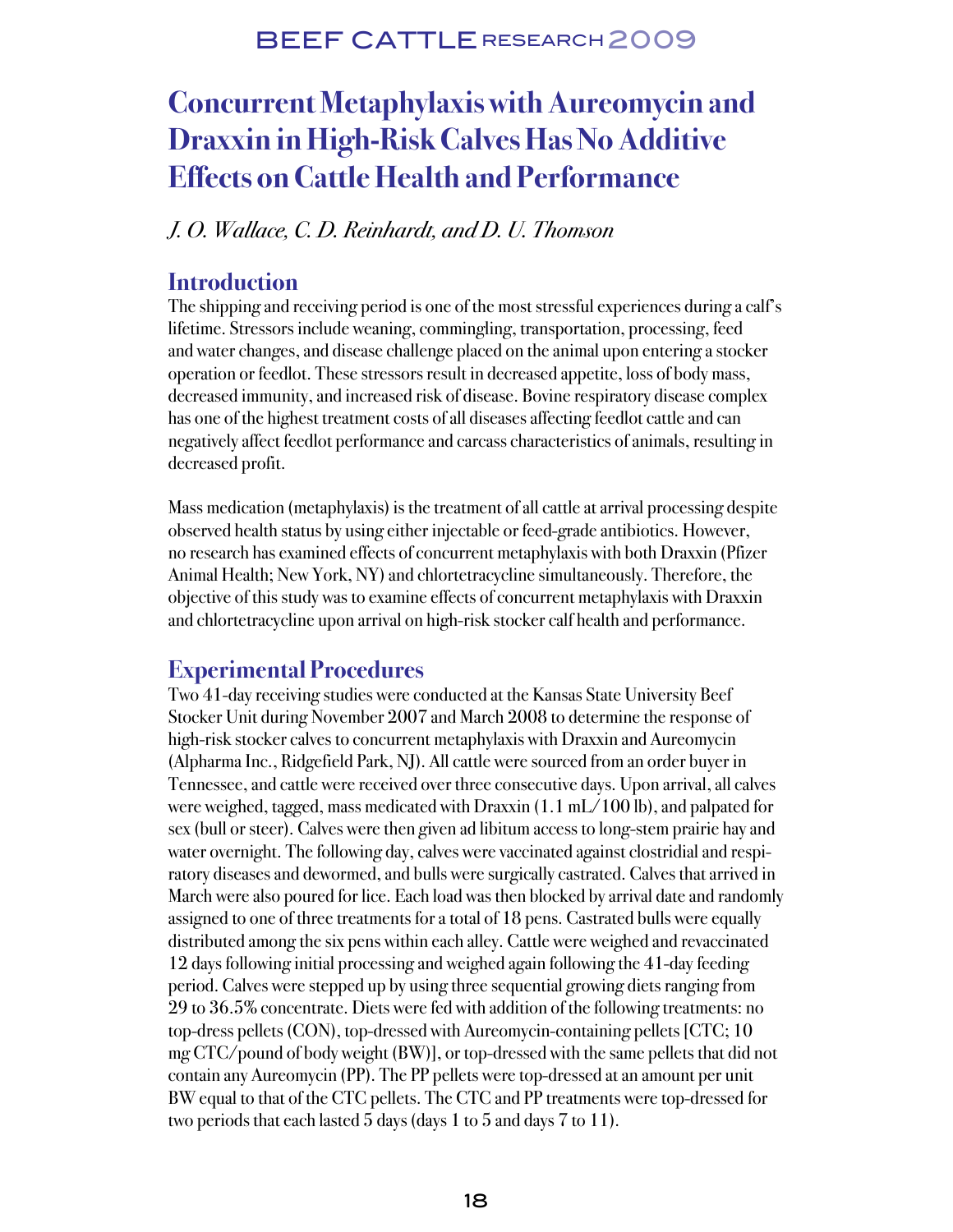# Concurrent Metaphylaxis with Aureomycin and Draxxin in High-Risk Calves Has No Additive Effects on Cattle Health and Performance

*J. O. Wallace, C. D. Reinhardt, and D. U. Thomson*

## Introduction

The shipping and receiving period is one of the most stressful experiences during a calf's lifetime. Stressors include weaning, commingling, transportation, processing, feed and water changes, and disease challenge placed on the animal upon entering a stocker operation or feedlot. These stressors result in decreased appetite, loss of body mass, decreased immunity, and increased risk of disease. Bovine respiratory disease complex has one of the highest treatment costs of all diseases affecting feedlot cattle and can negatively affect feedlot performance and carcass characteristics of animals, resulting in decreased profit.

Mass medication (metaphylaxis) is the treatment of all cattle at arrival processing despite observed health status by using either injectable or feed-grade antibiotics. However, no research has examined effects of concurrent metaphylaxis with both Draxxin (Pfizer Animal Health; New York, NY) and chlortetracycline simultaneously. Therefore, the objective of this study was to examine effects of concurrent metaphylaxis with Draxxin and chlortetracycline upon arrival on high-risk stocker calf health and performance.

## Experimental Procedures

Two 41-day receiving studies were conducted at the Kansas State University Beef Stocker Unit during November 2007 and March 2008 to determine the response of high-risk stocker calves to concurrent metaphylaxis with Draxxin and Aureomycin (Alpharma Inc., Ridgefield Park, NJ). All cattle were sourced from an order buyer in Tennessee, and cattle were received over three consecutive days. Upon arrival, all calves were weighed, tagged, mass medicated with Draxxin (1.1 mL/100 lb), and palpated for sex (bull or steer). Calves were then given ad libitum access to long-stem prairie hay and water overnight. The following day, calves were vaccinated against clostridial and respiratory diseases and dewormed, and bulls were surgically castrated. Calves that arrived in March were also poured for lice. Each load was then blocked by arrival date and randomly assigned to one of three treatments for a total of 18 pens. Castrated bulls were equally distributed among the six pens within each alley. Cattle were weighed and revaccinated 12 days following initial processing and weighed again following the 41-day feeding period. Calves were stepped up by using three sequential growing diets ranging from 29 to 36.5% concentrate. Diets were fed with addition of the following treatments: no top-dress pellets (CON), top-dressed with Aureomycin-containing pellets [CTC; 10 mg CTC/pound of body weight (BW)], or top-dressed with the same pellets that did not contain any Aureomycin (PP). The PP pellets were top-dressed at an amount per unit BW equal to that of the CTC pellets. The CTC and PP treatments were top-dressed for two periods that each lasted 5 days (days 1 to 5 and days 7 to 11).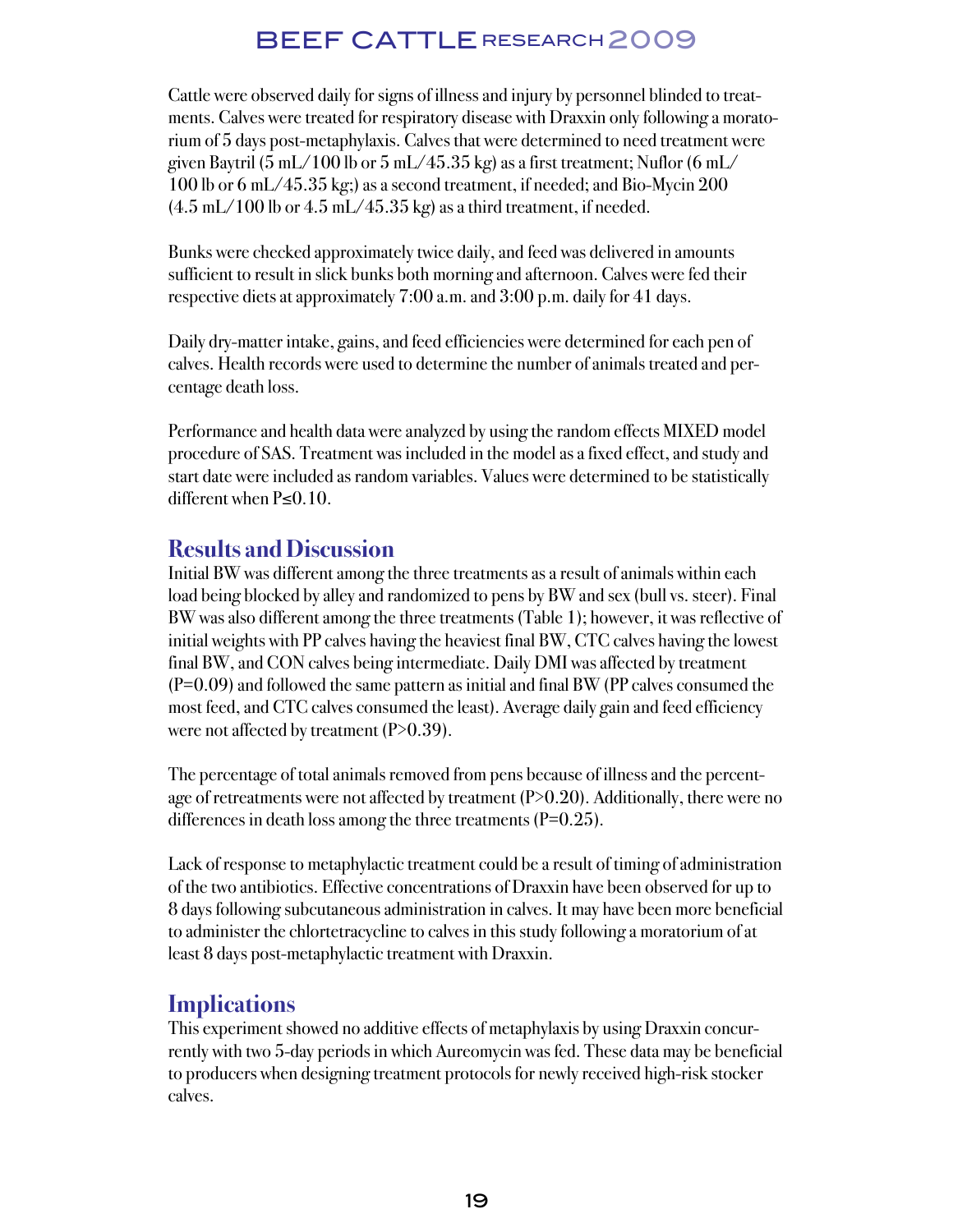Cattle were observed daily for signs of illness and injury by personnel blinded to treatments. Calves were treated for respiratory disease with Draxxin only following a moratorium of 5 days post-metaphylaxis. Calves that were determined to need treatment were given Baytril (5 mL/100 lb or 5 mL/45.35 kg) as a first treatment; Nuflor (6 mL/100 lb or 6 mL/45.35 kg;) as a second treatment, if needed; and Bio-Mycin 200 (4.5 mL/100 lb or 4.5 mL/45.35 kg) as a third treatment, if needed.

Bunks were checked approximately twice daily, and feed was delivered in amounts sufficient to result in slick bunks both morning and afternoon. Calves were fed their respective diets at approximately 7:00 a.m. and 3:00 p.m. daily for 41 days.

Daily dry-matter intake, gains, and feed efficiencies were determined for each pen of calves. Health records were used to determine the number of animals treated and percentage death loss.

Performance and health data were analyzed by using the random effects MIXED model procedure of SAS. Treatment was included in the model as a fixed effect, and study and start date were included as random variables. Values were determined to be statistically different when $P \leq 0.10$.

## Results and Discussion

Initial BW was different among the three treatments as a result of animals within each load being blocked by alley and randomized to pens by BW and sex (bull vs. steer). Final BW was also different among the three treatments (Table 1); however, it was reflective of initial weights with PP calves having the heaviest final BW, CTC calves having the lowest final BW, and CON calves being intermediate. Daily DMI was affected by treatment ($P=0.09$) and followed the same pattern as initial and final BW (PP calves consumed the most feed, and CTC calves consumed the least). Average daily gain and feed efficiency were not affected by treatment ($P>0.39$).

The percentage of total animals removed from pens because of illness and the percentage of retreatments were not affected by treatment ($P>0.20$). Additionally, there were no differences in death loss among the three treatments ($P=0.25$).

Lack of response to metaphylactic treatment could be a result of timing of administration of the two antibiotics. Effective concentrations of Draxxin have been observed for up to 8 days following subcutaneous administration in calves. It may have been more beneficial to administer the chlortetracycline to calves in this study following a moratorium of at least 8 days post-metaphylactic treatment with Draxxin.

## Implications

This experiment showed no additive effects of metaphylaxis by using Draxxin concurrently with two 5-day periods in which Aureomycin was fed. These data may be beneficial to producers when designing treatment protocols for newly received high-risk stocker calves.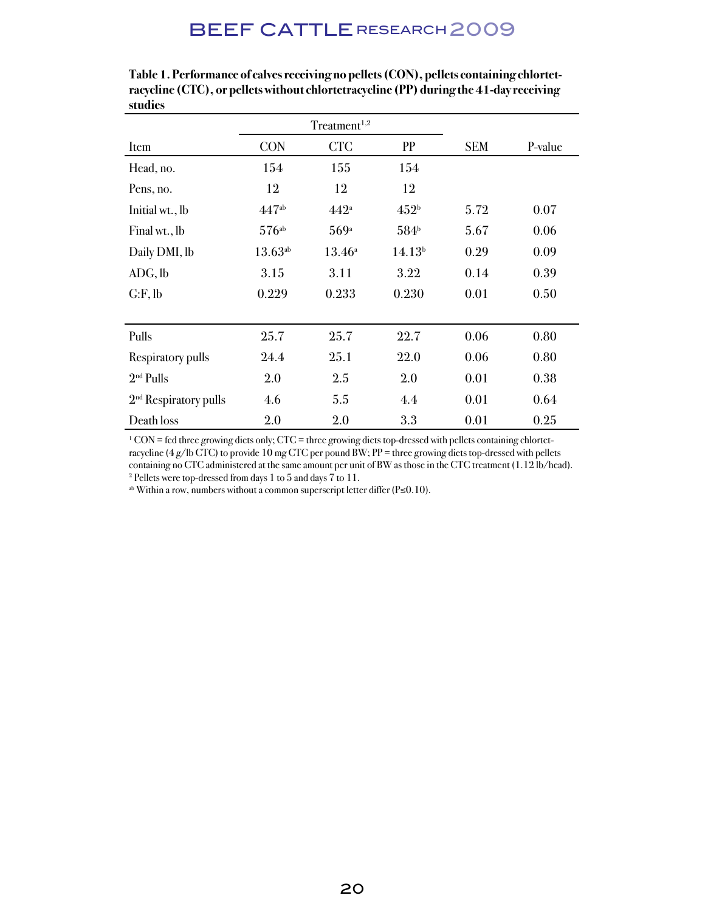**Table 1. Performance of calves receiving no pellets (CON), pellets containing chlortetracycline (CTC), or pellets without chlortetracycline (PP) during the 41-day receiving studies**

| | Treatment[1,2] | | | | |
|---|---|---|---|---|---|
| Item | CON | CTC | PP | SEM | P-value |
| Head, no. | 154 | 155 | 154 | | |
| Pens, no. | 12 | 12 | 12 | | |
| Initial wt., lb | 447[ab] | 442[a] | 452[b] | 5.72 | 0.07 |
| Final wt., lb | 576[ab] | 569[a] | 584[b] | 5.67 | 0.06 |
| Daily DMI, lb | 13.63[ab] | 13.46[a] | 14.13[b] | 0.29 | 0.09 |
| ADG, lb | 3.15 | 3.11 | 3.22 | 0.14 | 0.39 |
| G:F, lb | 0.229 | 0.233 | 0.230 | 0.01 | 0.50 |
| | | | | | |
| Pulls | 25.7 | 25.7 | 22.7 | 0.06 | 0.80 |
| Respiratory pulls | 24.4 | 25.1 | 22.0 | 0.06 | 0.80 |
| 2nd Pulls | 2.0 | 2.5 | 2.0 | 0.01 | 0.38 |
| 2nd Respiratory pulls | 4.6 | 5.5 | 4.4 | 0.01 | 0.64 |
| Death loss | 2.0 | 2.0 | 3.3 | 0.01 | 0.25 |

[1] CON = fed three growing diets only; CTC = three growing diets top-dressed with pellets containing chlortetracycline (4 g/lb CTC) to provide 10 mg CTC per pound BW; PP = three growing diets top-dressed with pellets containing no CTC administered at the same amount per unit of BW as those in the CTC treatment (1.12 lb/head).

[2] Pellets were top-dressed from days 1 to 5 and days 7 to 11.

[ab] Within a row, numbers without a common superscript letter differ ($P \leq 0.10$).